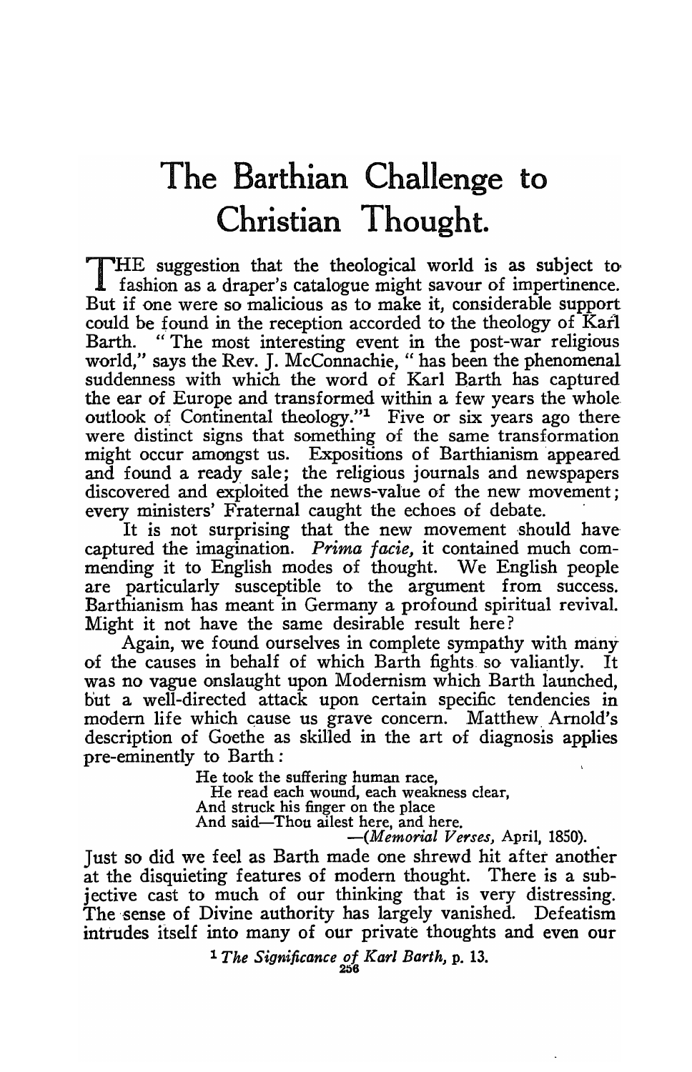# The Barthian Challenge to Christian Thought.

THE suggestion that the theological world is as subject to fashion as a draper's catalogue might savour of impertinence. But if one were so malicious as to make it, considerable support could be found in the reception accorded to the theology of Karl Barth. "The most interesting event in the post-war religious world," says the Rev. J. McConnachie, "has been the phenomenal suddenness with which the word of Karl Barth has captured the ear of Europe and transformed within a few years the whole outlook of Continental theology."[1] Five or six years ago there were distinct signs that something of the same transformation might occur amongst us. Expositions of Barthianism appeared and found a ready sale; the religious journals and newspapers discovered and exploited the news-value of the new movement; every ministers' Fraternal caught the echoes of debate.

It is not surprising that the new movement should have captured the imagination. *Prima facie,* it contained much commending it to English modes of thought. We English people are particularly susceptible to the argument from success. Barthianism has meant in Germany a profound spiritual revival. Might it not have the same desirable result here?

Again, we found ourselves in complete sympathy with many of the causes in behalf of which Barth fights so valiantly. It was no vague onslaught upon Modernism which Barth launched, but a well-directed attack upon certain specific tendencies in modern life which cause us grave concern. Matthew Arnold's description of Goethe as skilled in the art of diagnosis applies pre-eminently to Barth:

> He took the suffering human race,
> He read each wound, each weakness clear,
> And struck his finger on the place
> And said—Thou ailest here, and here.
> —(*Memorial Verses,* April, 1850).

Just so did we feel as Barth made one shrewd hit after another at the disquieting features of modern thought. There is a subjective cast to much of our thinking that is very distressing. The sense of Divine authority has largely vanished. Defeatism intrudes itself into many of our private thoughts and even our

[1] *The Significance of Karl Barth,* p. 13.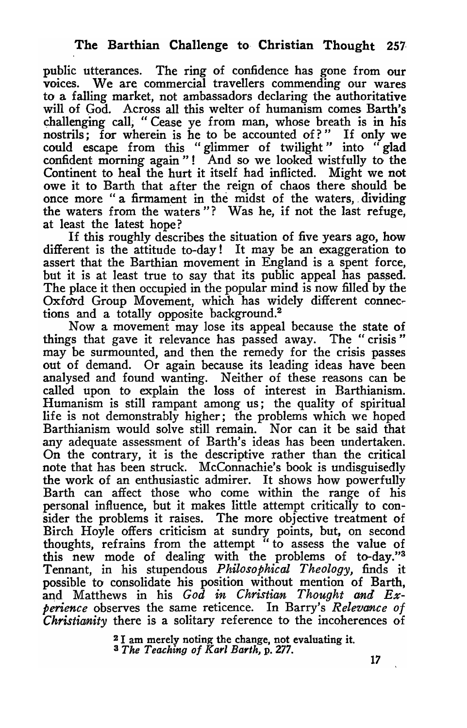public utterances. The ring of confidence has gone from our voices. We are commercial travellers commending our wares to a falling market, not ambassadors declaring the authoritative will of God. Across all this welter of humanism comes Barth's challenging call, "Cease ye from man, whose breath is in his nostrils; for wherein is he to be accounted of?" If only we could escape from this "glimmer of twilight" into "glad confident morning again"! And so we looked wistfully to the Continent to heal the hurt it itself had inflicted. Might we not owe it to Barth that after the reign of chaos there should be once more "a firmament in the midst of the waters, dividing the waters from the waters"? Was he, if not the last refuge, at least the latest hope?

If this roughly describes the situation of five years ago, how different is the attitude to-day! It may be an exaggeration to assert that the Barthian movement in England is a spent force, but it is at least true to say that its public appeal has passed. The place it then occupied in the popular mind is now filled by the Oxford Group Movement, which has widely different connections and a totally opposite background.[2]

Now a movement may lose its appeal because the state of things that gave it relevance has passed away. The "crisis" may be surmounted, and then the remedy for the crisis passes out of demand. Or again because its leading ideas have been analysed and found wanting. Neither of these reasons can be called upon to explain the loss of interest in Barthianism. Humanism is still rampant among us; the quality of spiritual life is not demonstrably higher; the problems which we hoped Barthianism would solve still remain. Nor can it be said that any adequate assessment of Barth's ideas has been undertaken. On the contrary, it is the descriptive rather than the critical note that has been struck. McConnachie's book is undisguisedly the work of an enthusiastic admirer. It shows how powerfully Barth can affect those who come within the range of his personal influence, but it makes little attempt critically to consider the problems it raises. The more objective treatment of Birch Hoyle offers criticism at sundry points, but, on second thoughts, refrains from the attempt "to assess the value of this new mode of dealing with the problems of to-day."[3] Tennant, in his stupendous *Philosophical Theology*, finds it possible to consolidate his position without mention of Barth, and Matthews in his *God in Christian Thought and Experience* observes the same reticence. In Barry's *Relevance of Christianity* there is a solitary reference to the incoherences of

[2] I am merely noting the change, not evaluating it.

[3] *The Teaching of Karl Barth*, p. 277.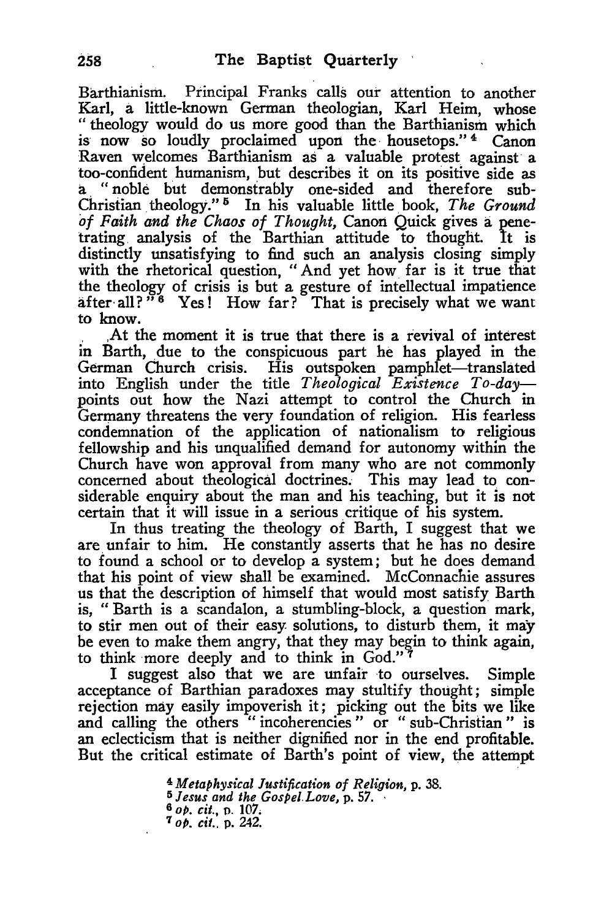Barthianism. Principal Franks calls our attention to another Karl, a little-known German theologian, Karl Heim, whose "theology would do us more good than the Barthianism which is now so loudly proclaimed upon the housetops."[4] Canon Raven welcomes Barthianism as a valuable protest against a too-confident humanism, but describes it on its positive side as a "noble but demonstrably one-sided and therefore sub-Christian theology."[5] In his valuable little book, *The Ground of Faith and the Chaos of Thought*, Canon Quick gives a penetrating analysis of the Barthian attitude to thought. It is distinctly unsatisfying to find such an analysis closing simply with the rhetorical question, "And yet how far is it true that the theology of crisis is but a gesture of intellectual impatience after all?"[6] Yes! How far? That is precisely what we want to know.

At the moment it is true that there is a revival of interest in Barth, due to the conspicuous part he has played in the German Church crisis. His outspoken pamphlet—translated into English under the title *Theological Existence To-day*—points out how the Nazi attempt to control the Church in Germany threatens the very foundation of religion. His fearless condemnation of the application of nationalism to religious fellowship and his unqualified demand for autonomy within the Church have won approval from many who are not commonly concerned about theological doctrines. This may lead to considerable enquiry about the man and his teaching, but it is not certain that it will issue in a serious critique of his system.

In thus treating the theology of Barth, I suggest that we are unfair to him. He constantly asserts that he has no desire to found a school or to develop a system; but he does demand that his point of view shall be examined. McConnachie assures us that the description of himself that would most satisfy Barth is, "Barth is a scandalon, a stumbling-block, a question mark, to stir men out of their easy solutions, to disturb them, it may be even to make them angry, that they may begin to think again, to think more deeply and to think in God."[7]

I suggest also that we are unfair to ourselves. Simple acceptance of Barthian paradoxes may stultify thought; simple rejection may easily impoverish it; picking out the bits we like and calling the others "incoherencies" or "sub-Christian" is an eclecticism that is neither dignified nor in the end profitable. But the critical estimate of Barth's point of view, the attempt

[4] *Metaphysical Justification of Religion*, p. 38.
[5] *Jesus and the Gospel Love*, p. 57.
[6] *op. cit.*, p. 107.
[7] *op. cit.*, p. 242.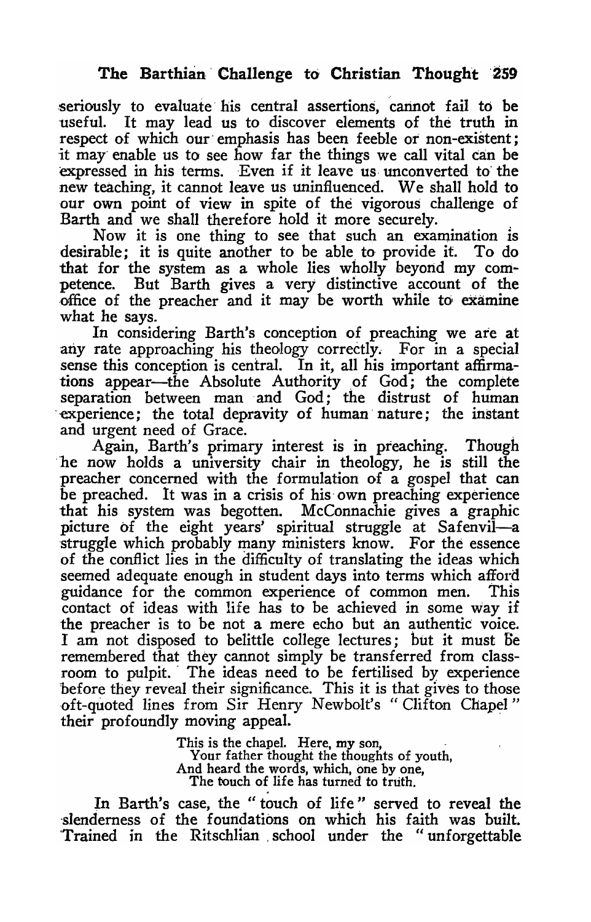seriously to evaluate his central assertions, cannot fail to be useful. It may lead us to discover elements of the truth in respect of which our emphasis has been feeble or non-existent; it may enable us to see how far the things we call vital can be expressed in his terms. Even if it leave us unconverted to the new teaching, it cannot leave us uninfluenced. We shall hold to our own point of view in spite of the vigorous challenge of Barth and we shall therefore hold it more securely.

Now it is one thing to see that such an examination is desirable; it is quite another to be able to provide it. To do that for the system as a whole lies wholly beyond my competence. But Barth gives a very distinctive account of the office of the preacher and it may be worth while to examine what he says.

In considering Barth's conception of preaching we are at any rate approaching his theology correctly. For in a special sense this conception is central. In it, all his important affirmations appear—the Absolute Authority of God; the complete separation between man and God; the distrust of human experience; the total depravity of human nature; the instant and urgent need of Grace.

Again, Barth's primary interest is in preaching. Though he now holds a university chair in theology, he is still the preacher concerned with the formulation of a gospel that can be preached. It was in a crisis of his own preaching experience that his system was begotten. McConnachie gives a graphic picture of the eight years' spiritual struggle at Safenvil—a struggle which probably many ministers know. For the essence of the conflict lies in the difficulty of translating the ideas which seemed adequate enough in student days into terms which afford guidance for the common experience of common men. This contact of ideas with life has to be achieved in some way if the preacher is to be not a mere echo but an authentic voice. I am not disposed to belittle college lectures; but it must be remembered that they cannot simply be transferred from classroom to pulpit. The ideas need to be fertilised by experience before they reveal their significance. This it is that gives to those oft-quoted lines from Sir Henry Newbolt's "Clifton Chapel" their profoundly moving appeal.

> This is the chapel. Here, my son,
> Your father thought the thoughts of youth,
> And heard the words, which, one by one,
> The touch of life has turned to truth.

In Barth's case, the "touch of life" served to reveal the slenderness of the foundations on which his faith was built. Trained in the Ritschlian school under the "unforgettable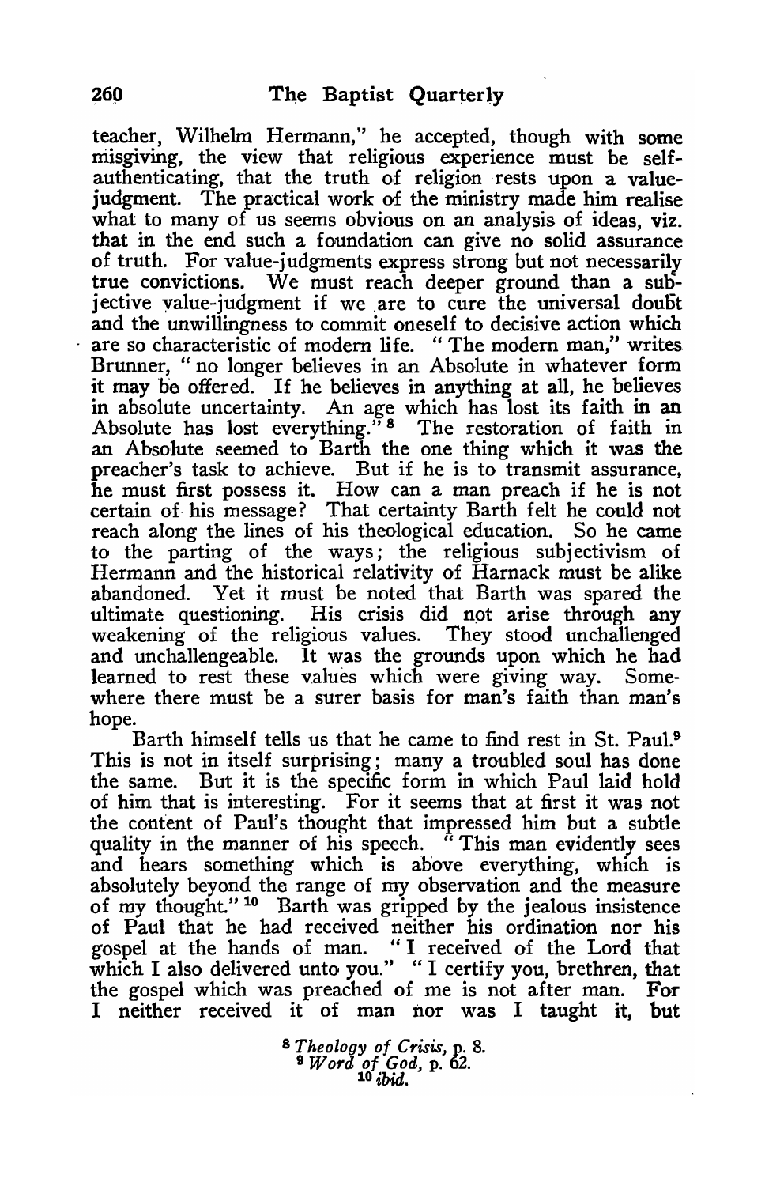teacher, Wilhelm Hermann," he accepted, though with some misgiving, the view that religious experience must be self-authenticating, that the truth of religion rests upon a value-judgment. The practical work of the ministry made him realise what to many of us seems obvious on an analysis of ideas, viz. that in the end such a foundation can give no solid assurance of truth. For value-judgments express strong but not necessarily true convictions. We must reach deeper ground than a subjective value-judgment if we are to cure the universal doubt and the unwillingness to commit oneself to decisive action which are so characteristic of modern life. "The modern man," writes Brunner, "no longer believes in an Absolute in whatever form it may be offered. If he believes in anything at all, he believes in absolute uncertainty. An age which has lost its faith in an Absolute has lost everything."[8] The restoration of faith in an Absolute seemed to Barth the one thing which it was the preacher's task to achieve. But if he is to transmit assurance, he must first possess it. How can a man preach if he is not certain of his message? That certainty Barth felt he could not reach along the lines of his theological education. So he came to the parting of the ways; the religious subjectivism of Hermann and the historical relativity of Harnack must be alike abandoned. Yet it must be noted that Barth was spared the ultimate questioning. His crisis did not arise through any weakening of the religious values. They stood unchallenged and unchallengeable. It was the grounds upon which he had learned to rest these values which were giving way. Somewhere there must be a surer basis for man's faith than man's hope.

Barth himself tells us that he came to find rest in St. Paul.[9] This is not in itself surprising; many a troubled soul has done the same. But it is the specific form in which Paul laid hold of him that is interesting. For it seems that at first it was not the content of Paul's thought that impressed him but a subtle quality in the manner of his speech. "This man evidently sees and hears something which is above everything, which is absolutely beyond the range of my observation and the measure of my thought."[10] Barth was gripped by the jealous insistence of Paul that he had received neither his ordination nor his gospel at the hands of man. "I received of the Lord that which I also delivered unto you." "I certify you, brethren, that the gospel which was preached of me is not after man. For I neither received it of man nor was I taught it, but

[8] *Theology of Crisis*, p. 8.
[9] *Word of God*, p. 62.
[10] *ibid.*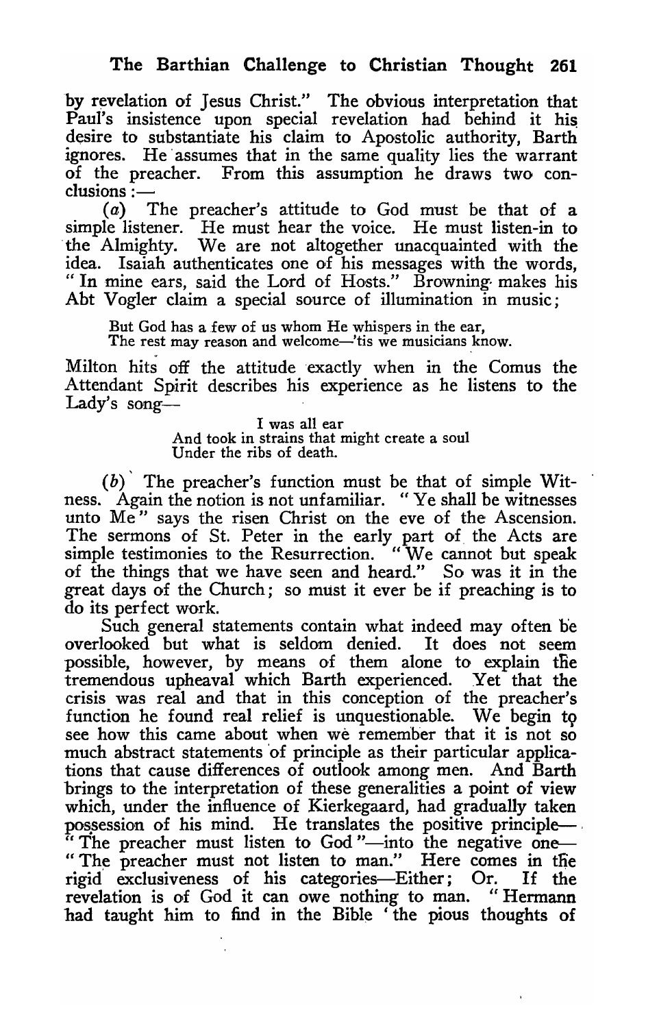by revelation of Jesus Christ." The obvious interpretation that Paul's insistence upon special revelation had behind it his desire to substantiate his claim to Apostolic authority, Barth ignores. He assumes that in the same quality lies the warrant of the preacher. From this assumption he draws two conclusions:—

(*a*) The preacher's attitude to God must be that of a simple listener. He must hear the voice. He must listen-in to the Almighty. We are not altogether unacquainted with the idea. Isaiah authenticates one of his messages with the words, "In mine ears, said the Lord of Hosts." Browning makes his Abt Vogler claim a special source of illumination in music;

> But God has a few of us whom He whispers in the ear,
> The rest may reason and welcome—'tis we musicians know.

Milton hits off the attitude exactly when in the Comus the Attendant Spirit describes his experience as he listens to the Lady's song—

> I was all ear
> And took in strains that might create a soul
> Under the ribs of death.

(*b*) The preacher's function must be that of simple Witness. Again the notion is not unfamiliar. "Ye shall be witnesses unto Me" says the risen Christ on the eve of the Ascension. The sermons of St. Peter in the early part of the Acts are simple testimonies to the Resurrection. "We cannot but speak of the things that we have seen and heard." So was it in the great days of the Church; so must it ever be if preaching is to do its perfect work.

Such general statements contain what indeed may often be overlooked but what is seldom denied. It does not seem possible, however, by means of them alone to explain the tremendous upheaval which Barth experienced. Yet that the crisis was real and that in this conception of the preacher's function he found real relief is unquestionable. We begin to see how this came about when we remember that it is not so much abstract statements of principle as their particular applications that cause differences of outlook among men. And Barth brings to the interpretation of these generalities a point of view which, under the influence of Kierkegaard, had gradually taken possession of his mind. He translates the positive principle—"The preacher must listen to God"—into the negative one—"The preacher must not listen to man." Here comes in the rigid exclusiveness of his categories—Either; Or. If the revelation is of God it can owe nothing to man. "Hermann had taught him to find in the Bible 'the pious thoughts of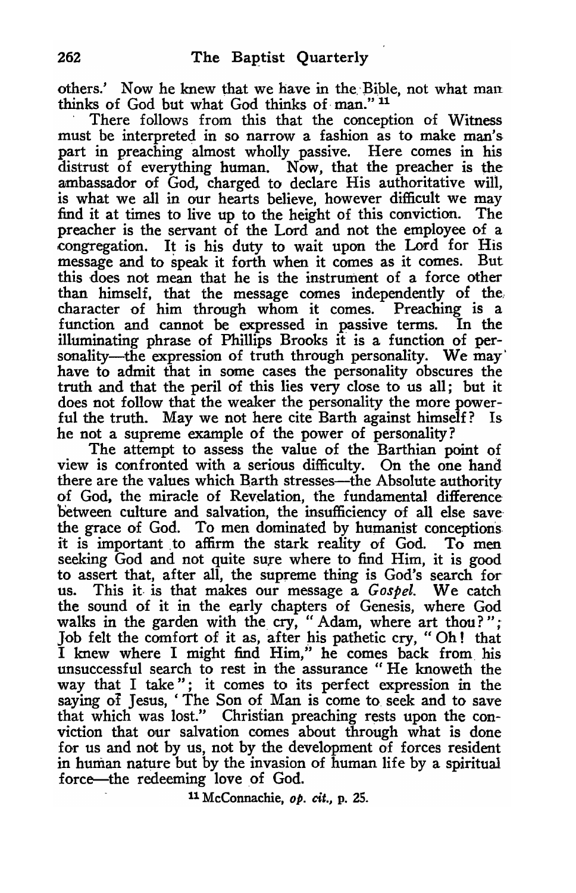others.' Now he knew that we have in the Bible, not what man thinks of God but what God thinks of man." [11]

There follows from this that the conception of Witness must be interpreted in so narrow a fashion as to make man's part in preaching almost wholly passive. Here comes in his distrust of everything human. Now, that the preacher is the ambassador of God, charged to declare His authoritative will, is what we all in our hearts believe, however difficult we may find it at times to live up to the height of this conviction. The preacher is the servant of the Lord and not the employee of a congregation. It is his duty to wait upon the Lord for His message and to speak it forth when it comes as it comes. But this does not mean that he is the instrument of a force other than himself, that the message comes independently of the character of him through whom it comes. Preaching is a function and cannot be expressed in passive terms. In the illuminating phrase of Phillips Brooks it is a function of personality—the expression of truth through personality. We may have to admit that in some cases the personality obscures the truth and that the peril of this lies very close to us all; but it does not follow that the weaker the personality the more powerful the truth. May we not here cite Barth against himself? Is he not a supreme example of the power of personality?

The attempt to assess the value of the Barthian point of view is confronted with a serious difficulty. On the one hand there are the values which Barth stresses—the Absolute authority of God, the miracle of Revelation, the fundamental difference between culture and salvation, the insufficiency of all else save the grace of God. To men dominated by humanist conceptions it is important to affirm the stark reality of God. To men seeking God and not quite sure where to find Him, it is good to assert that, after all, the supreme thing is God's search for us. This it is that makes our message a *Gospel*. We catch the sound of it in the early chapters of Genesis, where God walks in the garden with the cry, "Adam, where art thou?"; Job felt the comfort of it as, after his pathetic cry, "Oh! that I knew where I might find Him," he comes back from his unsuccessful search to rest in the assurance "He knoweth the way that I take"; it comes to its perfect expression in the saying of Jesus, 'The Son of Man is come to seek and to save that which was lost." Christian preaching rests upon the conviction that our salvation comes about through what is done for us and not by us, not by the development of forces resident in human nature but by the invasion of human life by a spiritual force—the redeeming love of God.

[11] McConnachie, *op. cit.*, p. 25.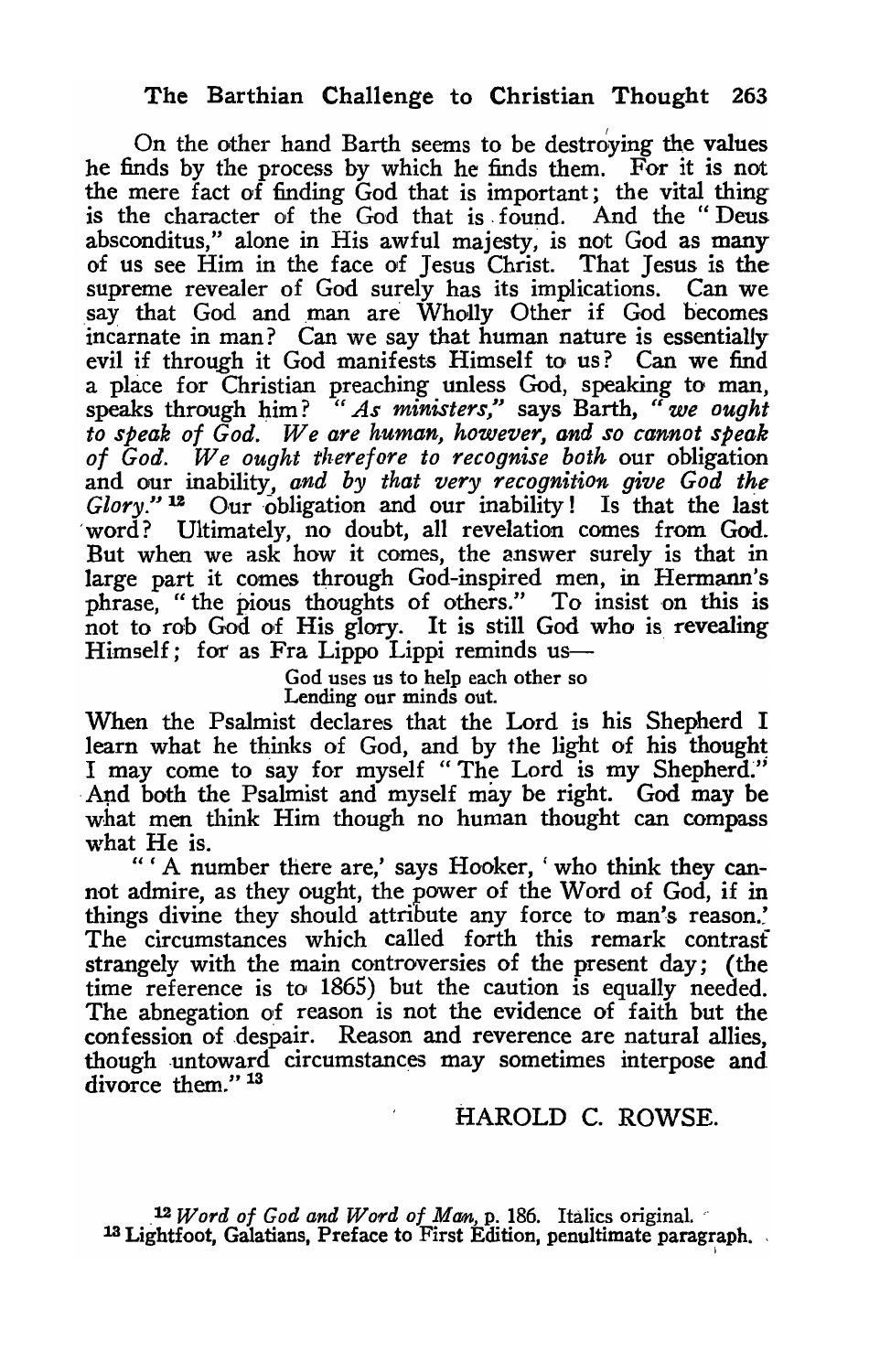On the other hand Barth seems to be destroying the values he finds by the process by which he finds them. For it is not the mere fact of finding God that is important; the vital thing is the character of the God that is found. And the "Deus absconditus," alone in His awful majesty, is not God as many of us see Him in the face of Jesus Christ. That Jesus is the supreme revealer of God surely has its implications. Can we say that God and man are Wholly Other if God becomes incarnate in man? Can we say that human nature is essentially evil if through it God manifests Himself to us? Can we find a place for Christian preaching unless God, speaking to man, speaks through him? "*As ministers,*" says Barth, "*we ought to speak of God. We are human, however, and so cannot speak of God. We ought therefore to recognise both* our obligation and our inability, *and by that very recognition give God the Glory.*"[12] Our obligation and our inability! Is that the last word? Ultimately, no doubt, all revelation comes from God. But when we ask how it comes, the answer surely is that in large part it comes through God-inspired men, in Hermann's phrase, "the pious thoughts of others." To insist on this is not to rob God of His glory. It is still God who is revealing Himself; for as Fra Lippo Lippi reminds us—

> God uses us to help each other so
> Lending our minds out.

When the Psalmist declares that the Lord is his Shepherd I learn what he thinks of God, and by the light of his thought I may come to say for myself "The Lord is my Shepherd." And both the Psalmist and myself may be right. God may be what men think Him though no human thought can compass what He is.

"'A number there are,' says Hooker, 'who think they cannot admire, as they ought, the power of the Word of God, if in things divine they should attribute any force to man's reason.' The circumstances which called forth this remark contrast strangely with the main controversies of the present day; (the time reference is to 1865) but the caution is equally needed. The abnegation of reason is not the evidence of faith but the confession of despair. Reason and reverence are natural allies, though untoward circumstances may sometimes interpose and divorce them."[13]

HAROLD C. ROWSE.

[12] *Word of God and Word of Man*, p. 186. Italics original.

[13] Lightfoot, Galatians, Preface to First Edition, penultimate paragraph.